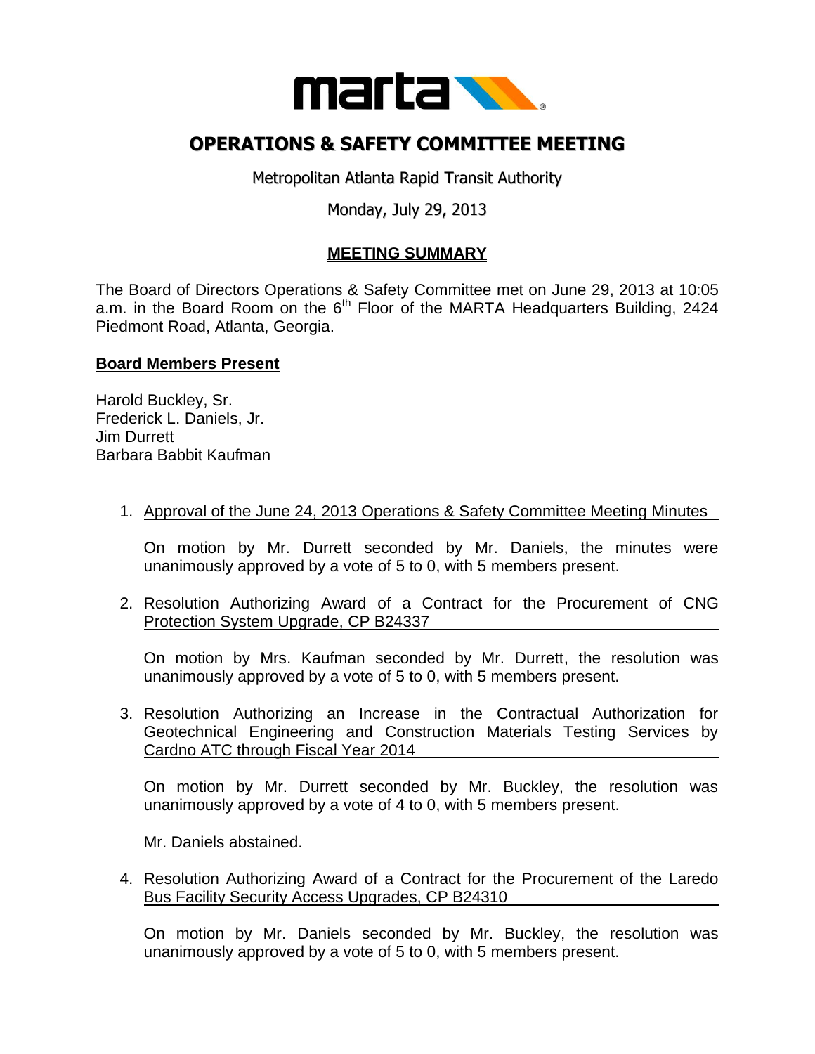# OPERATIONS & SAFETY COMMITTEE MEETING

Metropolitan Atlanta Rapid Transit Authority

Monday, July 29, 2013

## MEETING SUMMARY

The Board of Directors Operations & Safety Committee met on June 29, 2013 at 10:05 a.m. in the Board Room on the 6th Floor of the MARTA Headquarters Building, 2424 Piedmont Road, Atlanta, Georgia.

**Board Members Present**

Harold Buckley, Sr.
Frederick L. Daniels, Jr.
Jim Durrett
Barbara Babbit Kaufman

1. Approval of the June 24, 2013 Operations & Safety Committee Meeting Minutes

   On motion by Mr. Durrett seconded by Mr. Daniels, the minutes were unanimously approved by a vote of 5 to 0, with 5 members present.

2. Resolution Authorizing Award of a Contract for the Procurement of CNG Protection System Upgrade, CP B24337

   On motion by Mrs. Kaufman seconded by Mr. Durrett, the resolution was unanimously approved by a vote of 5 to 0, with 5 members present.

3. Resolution Authorizing an Increase in the Contractual Authorization for Geotechnical Engineering and Construction Materials Testing Services by Cardno ATC through Fiscal Year 2014

   On motion by Mr. Durrett seconded by Mr. Buckley, the resolution was unanimously approved by a vote of 4 to 0, with 5 members present.

   Mr. Daniels abstained.

4. Resolution Authorizing Award of a Contract for the Procurement of the Laredo Bus Facility Security Access Upgrades, CP B24310

   On motion by Mr. Daniels seconded by Mr. Buckley, the resolution was unanimously approved by a vote of 5 to 0, with 5 members present.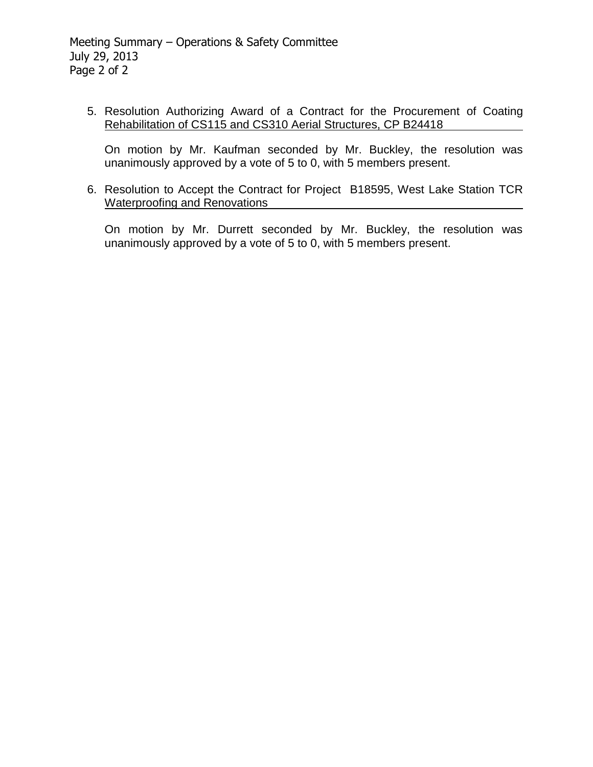5. Resolution Authorizing Award of a Contract for the Procurement of Coating Rehabilitation of CS115 and CS310 Aerial Structures, CP B24418

   On motion by Mr. Kaufman seconded by Mr. Buckley, the resolution was unanimously approved by a vote of 5 to 0, with 5 members present.

6. Resolution to Accept the Contract for Project B18595, West Lake Station TCR Waterproofing and Renovations

   On motion by Mr. Durrett seconded by Mr. Buckley, the resolution was unanimously approved by a vote of 5 to 0, with 5 members present.